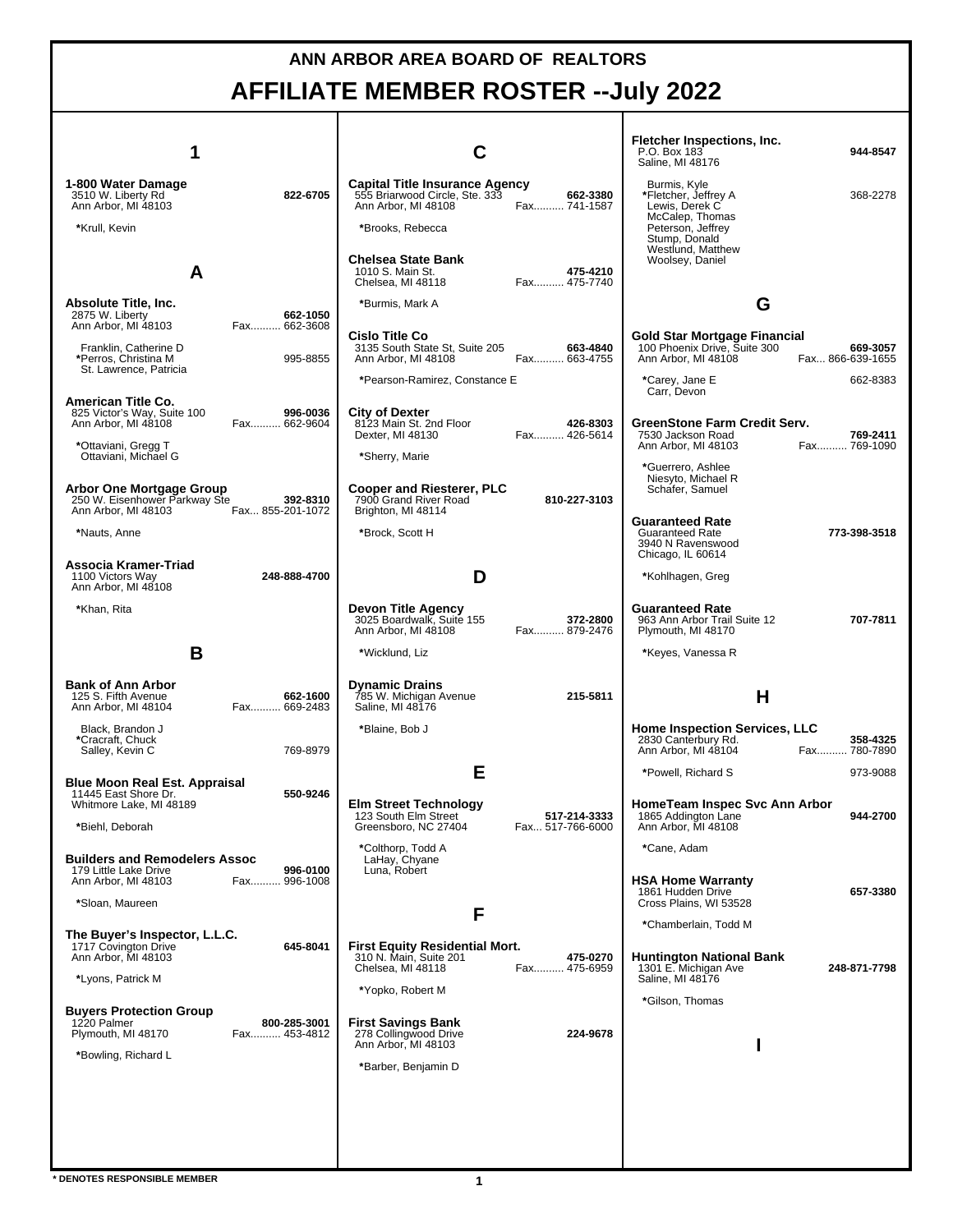# ANN ARBOR AREA BOARD OF REALTORS

# AFFILIATE MEMBER ROSTER --July 2022

## 1

**1-800 Water Damage**
3510 W. Liberty Rd — **822-6705**
Ann Arbor, MI 48103

*Krull, Kevin

## A

**Absolute Title, Inc.**
2875 W. Liberty — **662-1050**
Ann Arbor, MI 48103 — Fax.......... 662-3608

Franklin, Catherine D
*Perros, Christina M — 995-8855
St. Lawrence, Patricia

**American Title Co.**
825 Victor's Way, Suite 100 — **996-0036**
Ann Arbor, MI 48108 — Fax.......... 662-9604

*Ottaviani, Gregg T
Ottaviani, Michael G

**Arbor One Mortgage Group**
250 W. Eisenhower Parkway Ste — **392-8310**
Ann Arbor, MI 48103 — Fax... 855-201-1072

*Nauts, Anne

**Associa Kramer-Triad**
1100 Victors Way — **248-888-4700**
Ann Arbor, MI 48108

*Khan, Rita

## B

**Bank of Ann Arbor**
125 S. Fifth Avenue — **662-1600**
Ann Arbor, MI 48104 — Fax.......... 669-2483

Black, Brandon J
*Cracraft, Chuck
Salley, Kevin C — 769-8979

**Blue Moon Real Est. Appraisal**
11445 East Shore Dr. — **550-9246**
Whitmore Lake, MI 48189

*Biehl, Deborah

**Builders and Remodelers Assoc**
179 Little Lake Drive — **996-0100**
Ann Arbor, MI 48103 — Fax.......... 996-1008

*Sloan, Maureen

**The Buyer's Inspector, L.L.C.**
1717 Covington Drive — **645-8041**
Ann Arbor, MI 48103

*Lyons, Patrick M

**Buyers Protection Group**
1220 Palmer — **800-285-3001**
Plymouth, MI 48170 — Fax.......... 453-4812

*Bowling, Richard L

## C

**Capital Title Insurance Agency**
555 Briarwood Circle, Ste. 333 — **662-3380**
Ann Arbor, MI 48108 — Fax.......... 741-1587

*Brooks, Rebecca

**Chelsea State Bank**
1010 S. Main St. — **475-4210**
Chelsea, MI 48118 — Fax.......... 475-7740

*Burmis, Mark A

**Cislo Title Co**
3135 South State St, Suite 205 — **663-4840**
Ann Arbor, MI 48108 — Fax.......... 663-4755

*Pearson-Ramirez, Constance E

**City of Dexter**
8123 Main St. 2nd Floor — **426-8303**
Dexter, MI 48130 — Fax.......... 426-5614

*Sherry, Marie

**Cooper and Riesterer, PLC**
7900 Grand River Road — **810-227-3103**
Brighton, MI 48114

*Brock, Scott H

## D

**Devon Title Agency**
3025 Boardwalk, Suite 155 — **372-2800**
Ann Arbor, MI 48108 — Fax.......... 879-2476

*Wicklund, Liz

**Dynamic Drains**
785 W. Michigan Avenue — **215-5811**
Saline, MI 48176

*Blaine, Bob J

## E

**Elm Street Technology**
123 South Elm Street — **517-214-3333**
Greensboro, NC 27404 — Fax... 517-766-6000

*Colthorp, Todd A
LaHay, Chyane
Luna, Robert

## F

**First Equity Residential Mort.**
310 N. Main, Suite 201 — **475-0270**
Chelsea, MI 48118 — Fax.......... 475-6959

*Yopko, Robert M

**First Savings Bank**
278 Collingwood Drive — **224-9678**
Ann Arbor, MI 48103

*Barber, Benjamin D

**Fletcher Inspections, Inc.**
P.O. Box 183 — **944-8547**
Saline, MI 48176

Burmis, Kyle
*Fletcher, Jeffrey A — 368-2278
Lewis, Derek C
McCalep, Thomas
Peterson, Jeffrey
Stump, Donald
Westlund, Matthew
Woolsey, Daniel

## G

**Gold Star Mortgage Financial**
100 Phoenix Drive, Suite 300 — **669-3057**
Ann Arbor, MI 48108 — Fax... 866-639-1655

*Carey, Jane E — 662-8383
Carr, Devon

**GreenStone Farm Credit Serv.**
7530 Jackson Road — **769-2411**
Ann Arbor, MI 48103 — Fax.......... 769-1090

*Guerrero, Ashlee
Niesyto, Michael R
Schafer, Samuel

**Guaranteed Rate**
Guaranteed Rate — **773-398-3518**
3940 N Ravenswood
Chicago, IL 60614

*Kohlhagen, Greg

**Guaranteed Rate**
963 Ann Arbor Trail Suite 12 — **707-7811**
Plymouth, MI 48170

*Keyes, Vanessa R

## H

**Home Inspection Services, LLC**
2830 Canterbury Rd. — **358-4325**
Ann Arbor, MI 48104 — Fax.......... 780-7890

*Powell, Richard S — 973-9088

**HomeTeam Inspec Svc Ann Arbor**
1865 Addington Lane — **944-2700**
Ann Arbor, MI 48108

*Cane, Adam

**HSA Home Warranty**
1861 Hudden Drive — **657-3380**
Cross Plains, WI 53528

*Chamberlain, Todd M

**Huntington National Bank**
1301 E. Michigan Ave — **248-871-7798**
Saline, MI 48176

*Gilson, Thomas

## I

**\* DENOTES RESPONSIBLE MEMBER**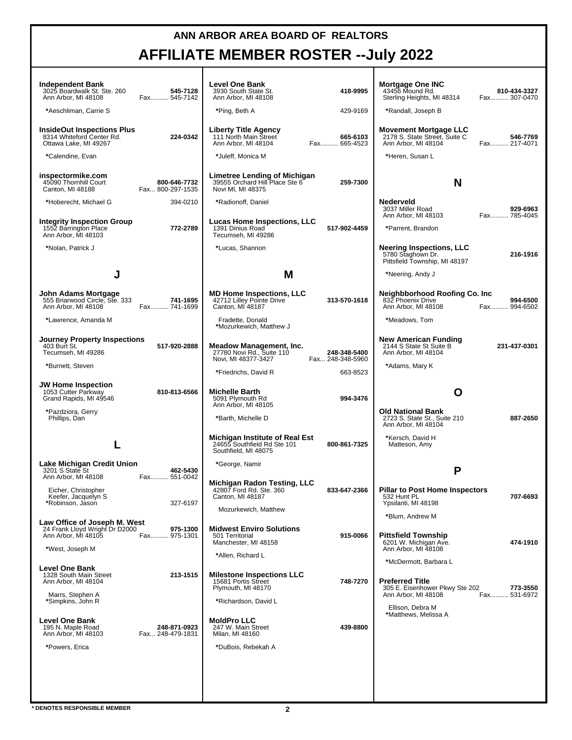# ANN ARBOR AREA BOARD OF REALTORS

## AFFILIATE MEMBER ROSTER --July 2022

**Independent Bank**
3025 Boardwalk St. Ste. 260 — **545-7128**
Ann Arbor, MI 48108 — Fax.......... 545-7142

*Aeschliman, Carrie S

**InsideOut Inspections Plus**
8314 Whiteford Center Rd. — **224-0342**
Ottawa Lake, MI 49267

*Calendine, Evan

**inspectormike.com**
45090 Thornhill Court — **800-646-7732**
Canton, MI 48188 — Fax... 800-297-1535

*Hoberecht, Michael G — 394-0210

**Integrity Inspection Group**
1552 Barrington Place — **772-2789**
Ann Arbor, MI 48103

*Nolan, Patrick J

## J

**John Adams Mortgage**
555 Briarwood Circle, Ste. 333 — **741-1695**
Ann Arbor, MI 48108 — Fax.......... 741-1699

*Lawrence, Amanda M

**Journey Property Inspections**
403 Burt St. — **517-920-2888**
Tecumseh, MI 49286

*Burnett, Steven

**JW Home Inspection**
1053 Cutter Parkway — **810-813-6566**
Grand Rapids, MI 49546

*Pazdziora, Gerry
Phillips, Dan

## L

**Lake Michigan Credit Union**
3201 S State St — **462-5430**
Ann Arbor, MI 48108 — Fax.......... 551-0042

Eicher, Christopher
Keefer, Jacquelyn S
*Robinson, Jason — 327-6197

**Law Office of Joseph M. West**
24 Frank Lloyd Wright Dr D2000 — **975-1300**
Ann Arbor, MI 48105 — Fax.......... 975-1301

*West, Joseph M

**Level One Bank**
1328 South Main Street — **213-1515**
Ann Arbor, MI 48104

Marrs, Stephen A
*Simpkins, John R

**Level One Bank**
195 N. Maple Road — **248-871-0923**
Ann Arbor, MI 48103 — Fax... 248-479-1831

*Powers, Erica

**Level One Bank**
3930 South State St. — **418-9995**
Ann Arbor, MI 48108

*Ping, Beth A — 429-9169

**Liberty Title Agency**
111 North Main Street — **665-6103**
Ann Arbor, MI 48104 — Fax.......... 665-4523

*Juleff, Monica M

**Limetree Lending of Michigan**
39555 Orchard Hill Place Ste 6 — **259-7300**
Novi MI, MI 48375

*Radionoff, Daniel

**Lucas Home Inspections, LLC**
1391 Dinius Road — **517-902-4459**
Tecumseh, MI 49286

*Lucas, Shannon

## M

**MD Home Inspections, LLC**
42712 Lilley Pointe Drive — **313-570-1618**
Canton, MI 48187

Fradette, Donald
*Mozurkewich, Matthew J

**Meadow Management, Inc.**
27780 Novi Rd., Suite 110 — **248-348-5400**
Novi, MI 48377-3427 — Fax... 248-348-5960

*Friedrichs, David R — 663-8523

**Michelle Barth**
5091 Plymouth Rd — **994-3476**
Ann Arbor, MI 48105

*Barth, Michelle D

**Michigan Institute of Real Est**
24655 Southfield Rd Ste 101 — **800-861-7325**
Southfield, MI 48075

*George, Namir

**Michigan Radon Testing, LLC**
42807 Ford Rd. Ste. 360 — **833-647-2366**
Canton, MI 48187

Mozurkewich, Matthew

**Midwest Enviro Solutions**
501 Territorial — **915-0066**
Manchester, MI 48158

*Allen, Richard L

**Milestone Inspections LLC**
15681 Portis Street — **748-7270**
Plymouth, MI 48170

*Richardson, David L

**MoldPro LLC**
247 W. Main Street — **439-8800**
Milan, MI 48160

*DuBois, Rebekah A

**Mortgage One INC**
43456 Mound Rd. — **810-434-3327**
Sterling Heights, MI 48314 — Fax.......... 307-0470

*Randall, Joseph B

**Movement Mortgage LLC**
2178 S. State Street, Suite C — **546-7769**
Ann Arbor, MI 48104 — Fax.......... 217-4071

*Heren, Susan L

## N

**Nederveld**
3037 Miller Road — **929-6963**
Ann Arbor, MI 48103 — Fax.......... 785-4045

*Parrent, Brandon

**Neering Inspections, LLC**
5780 Staghown Dr. — **216-1916**
Pittsfield Township, MI 48197

*Neering, Andy J

**Neighbborhood Roofing Co. Inc**
832 Phoenix Drive — **994-6500**
Ann Arbor, MI 48108 — Fax.......... 994-6502

*Meadows, Tom

**New American Funding**
2144 S State St Suite B — **231-437-0301**
Ann Arbor, MI 48104

*Adams, Mary K

## O

**Old National Bank**
2723 S. State St., Suite 210 — **887-2650**
Ann Arbor, MI 48104

*Kersch, David H
Matteson, Amy

## P

**Pillar to Post Home Inspectors**
532 Hunt PL — **707-6693**
Ypsilanti, MI 48198

*Blum, Andrew M

**Pittsfield Township**
6201 W. Michigan Ave. — **474-1910**
Ann Arbor, MI 48108

*McDermott, Barbara L

**Preferred Title**
305 E. Eisenhower Pkwy Ste 202 — **773-3550**
Ann Arbor, MI 48108 — Fax.......... 531-6972

Ellison, Debra M
*Matthews, Melissa A

**\* DENOTES RESPONSIBLE MEMBER**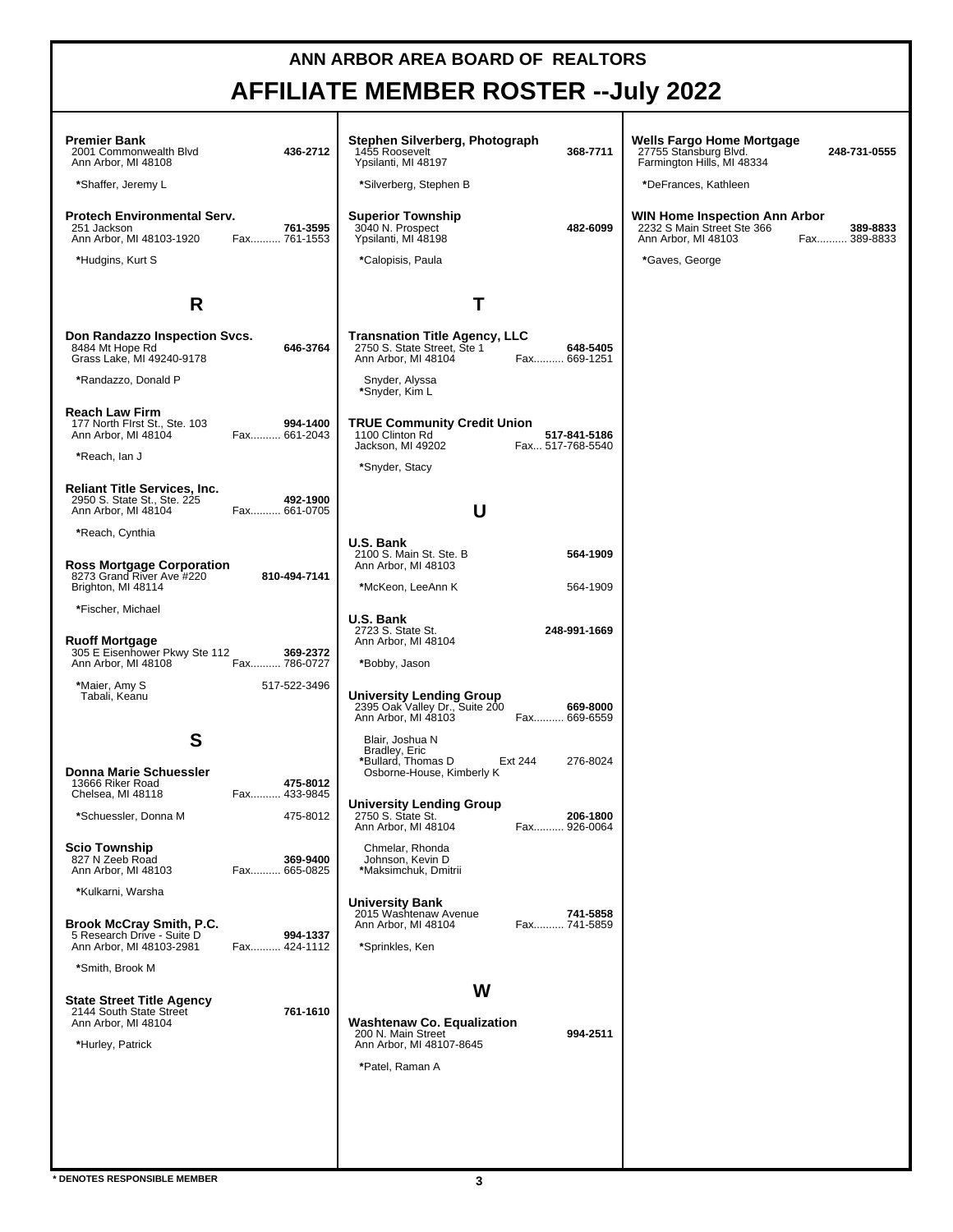# ANN ARBOR AREA BOARD OF REALTORS

## AFFILIATE MEMBER ROSTER --July 2022

**Premier Bank**
2001 Commonwealth Blvd — **436-2712**
Ann Arbor, MI 48108

*Shaffer, Jeremy L

**Protech Environmental Serv.**
251 Jackson — **761-3595**
Ann Arbor, MI 48103-1920 — Fax.......... 761-1553

*Hudgins, Kurt S

### R

**Don Randazzo Inspection Svcs.**
8484 Mt Hope Rd — **646-3764**
Grass Lake, MI 49240-9178

*Randazzo, Donald P

**Reach Law Firm**
177 North FIrst St., Ste. 103 — **994-1400**
Ann Arbor, MI 48104 — Fax.......... 661-2043

*Reach, Ian J

**Reliant Title Services, Inc.**
2950 S. State St., Ste. 225 — **492-1900**
Ann Arbor, MI 48104 — Fax.......... 661-0705

*Reach, Cynthia

**Ross Mortgage Corporation**
8273 Grand River Ave #220 — **810-494-7141**
Brighton, MI 48114

*Fischer, Michael

**Ruoff Mortgage**
305 E Eisenhower Pkwy Ste 112 — **369-2372**
Ann Arbor, MI 48108 — Fax.......... 786-0727

*Maier, Amy S — 517-522-3496
Tabali, Keanu

### S

**Donna Marie Schuessler**
13666 Riker Road — **475-8012**
Chelsea, MI 48118 — Fax.......... 433-9845

*Schuessler, Donna M — 475-8012

**Scio Township**
827 N Zeeb Road — **369-9400**
Ann Arbor, MI 48103 — Fax.......... 665-0825

*Kulkarni, Warsha

**Brook McCray Smith, P.C.**
5 Research Drive - Suite D — **994-1337**
Ann Arbor, MI 48103-2981 — Fax.......... 424-1112

*Smith, Brook M

**State Street Title Agency**
2144 South State Street — **761-1610**
Ann Arbor, MI 48104

*Hurley, Patrick

**Stephen Silverberg, Photograph**
1455 Roosevelt — **368-7711**
Ypsilanti, MI 48197

*Silverberg, Stephen B

**Superior Township**
3040 N. Prospect — **482-6099**
Ypsilanti, MI 48198

*Calopisis, Paula

### T

**Transnation Title Agency, LLC**
2750 S. State Street, Ste 1 — **648-5405**
Ann Arbor, MI 48104 — Fax.......... 669-1251

Snyder, Alyssa
*Snyder, Kim L

**TRUE Community Credit Union**
1100 Clinton Rd — **517-841-5186**
Jackson, MI 49202 — Fax... 517-768-5540

*Snyder, Stacy

### U

**U.S. Bank**
2100 S. Main St. Ste. B — **564-1909**
Ann Arbor, MI 48103

*McKeon, LeeAnn K — 564-1909

**U.S. Bank**
2723 S. State St. — **248-991-1669**
Ann Arbor, MI 48104

*Bobby, Jason

**University Lending Group**
2395 Oak Valley Dr., Suite 200 — **669-8000**
Ann Arbor, MI 48103 — Fax.......... 669-6559

Blair, Joshua N
Bradley, Eric
*Bullard, Thomas D — Ext 244 — 276-8024
Osborne-House, Kimberly K

**University Lending Group**
2750 S. State St. — **206-1800**
Ann Arbor, MI 48104 — Fax.......... 926-0064

Chmelar, Rhonda
Johnson, Kevin D
*Maksimchuk, Dmitrii

**University Bank**
2015 Washtenaw Avenue — **741-5858**
Ann Arbor, MI 48104 — Fax.......... 741-5859

*Sprinkles, Ken

### W

**Washtenaw Co. Equalization**
200 N. Main Street — **994-2511**
Ann Arbor, MI 48107-8645

*Patel, Raman A

**Wells Fargo Home Mortgage**
27755 Stansburg Blvd. — **248-731-0555**
Farmington Hills, MI 48334

*DeFrances, Kathleen

**WIN Home Inspection Ann Arbor**
2232 S Main Street Ste 366 — **389-8833**
Ann Arbor, MI 48103 — Fax.......... 389-8833

*Gaves, George

\* DENOTES RESPONSIBLE MEMBER